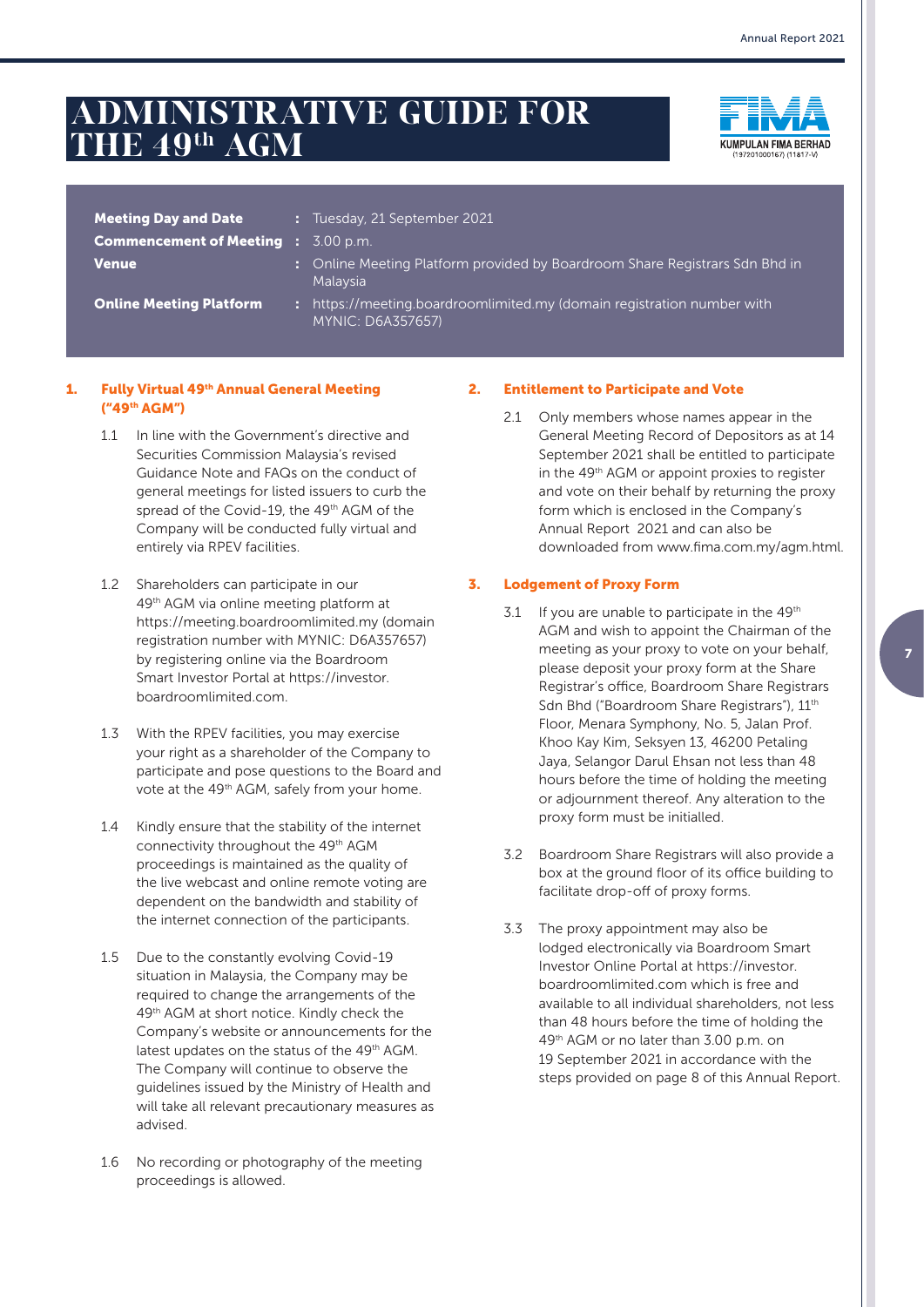# ADMINISTRATIVE GUIDE FOR THE 49th AGM

| | | |
|---|---|---|
| **Meeting Day and Date** | : | Tuesday, 21 September 2021 |
| **Commencement of Meeting** | : | 3.00 p.m. |
| **Venue** | : | Online Meeting Platform provided by Boardroom Share Registrars Sdn Bhd in Malaysia |
| **Online Meeting Platform** | : | https://meeting.boardroomlimited.my (domain registration number with MYNIC: D6A357657) |

## 1. Fully Virtual 49th Annual General Meeting ("49th AGM")

1.1 In line with the Government's directive and Securities Commission Malaysia's revised Guidance Note and FAQs on the conduct of general meetings for listed issuers to curb the spread of the Covid-19, the 49th AGM of the Company will be conducted fully virtual and entirely via RPEV facilities.

1.2 Shareholders can participate in our 49th AGM via online meeting platform at https://meeting.boardroomlimited.my (domain registration number with MYNIC: D6A357657) by registering online via the Boardroom Smart Investor Portal at https://investor.boardroomlimited.com.

1.3 With the RPEV facilities, you may exercise your right as a shareholder of the Company to participate and pose questions to the Board and vote at the 49th AGM, safely from your home.

1.4 Kindly ensure that the stability of the internet connectivity throughout the 49th AGM proceedings is maintained as the quality of the live webcast and online remote voting are dependent on the bandwidth and stability of the internet connection of the participants.

1.5 Due to the constantly evolving Covid-19 situation in Malaysia, the Company may be required to change the arrangements of the 49th AGM at short notice. Kindly check the Company's website or announcements for the latest updates on the status of the 49th AGM. The Company will continue to observe the guidelines issued by the Ministry of Health and will take all relevant precautionary measures as advised.

1.6 No recording or photography of the meeting proceedings is allowed.

## 2. Entitlement to Participate and Vote

2.1 Only members whose names appear in the General Meeting Record of Depositors as at 14 September 2021 shall be entitled to participate in the 49th AGM or appoint proxies to register and vote on their behalf by returning the proxy form which is enclosed in the Company's Annual Report 2021 and can also be downloaded from www.fima.com.my/agm.html.

## 3. Lodgement of Proxy Form

3.1 If you are unable to participate in the 49th AGM and wish to appoint the Chairman of the meeting as your proxy to vote on your behalf, please deposit your proxy form at the Share Registrar's office, Boardroom Share Registrars Sdn Bhd ("Boardroom Share Registrars"), 11th Floor, Menara Symphony, No. 5, Jalan Prof. Khoo Kay Kim, Seksyen 13, 46200 Petaling Jaya, Selangor Darul Ehsan not less than 48 hours before the time of holding the meeting or adjournment thereof. Any alteration to the proxy form must be initialled.

3.2 Boardroom Share Registrars will also provide a box at the ground floor of its office building to facilitate drop-off of proxy forms.

3.3 The proxy appointment may also be lodged electronically via Boardroom Smart Investor Online Portal at https://investor.boardroomlimited.com which is free and available to all individual shareholders, not less than 48 hours before the time of holding the 49th AGM or no later than 3.00 p.m. on 19 September 2021 in accordance with the steps provided on page 8 of this Annual Report.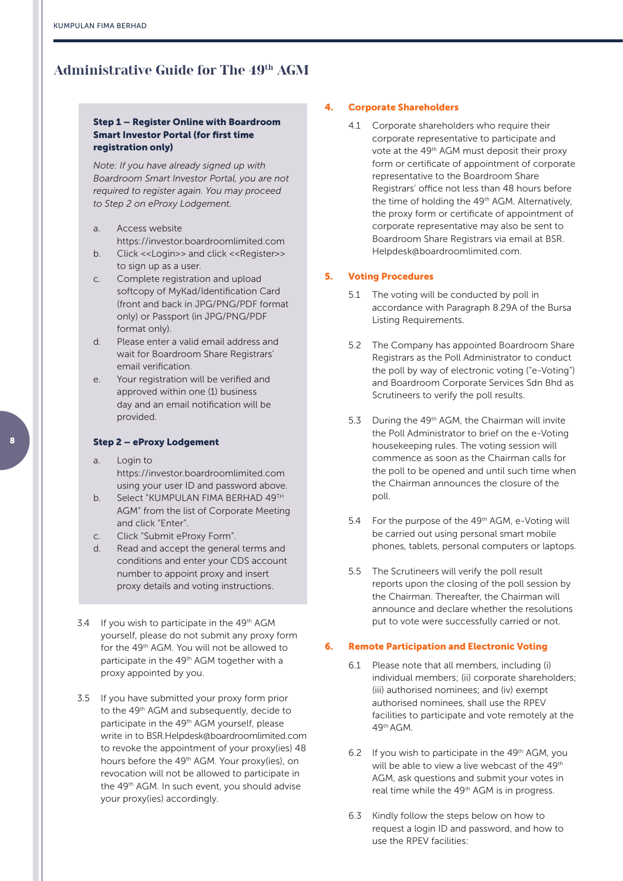## Administrative Guide for The 49th AGM

**Step 1 – Register Online with Boardroom Smart Investor Portal (for first time registration only)**

*Note: If you have already signed up with Boardroom Smart Investor Portal, you are not required to register again. You may proceed to Step 2 on eProxy Lodgement.*

a. Access website https://investor.boardroomlimited.com
b. Click <<Login>> and click <<Register>> to sign up as a user.
c. Complete registration and upload softcopy of MyKad/Identification Card (front and back in JPG/PNG/PDF format only) or Passport (in JPG/PNG/PDF format only).
d. Please enter a valid email address and wait for Boardroom Share Registrars' email verification.
e. Your registration will be verified and approved within one (1) business day and an email notification will be provided.

**Step 2 – eProxy Lodgement**

a. Login to https://investor.boardroomlimited.com using your user ID and password above.
b. Select "KUMPULAN FIMA BERHAD 49TH AGM" from the list of Corporate Meeting and click "Enter".
c. Click "Submit eProxy Form".
d. Read and accept the general terms and conditions and enter your CDS account number to appoint proxy and insert proxy details and voting instructions.

3.4 If you wish to participate in the 49th AGM yourself, please do not submit any proxy form for the 49th AGM. You will not be allowed to participate in the 49th AGM together with a proxy appointed by you.

3.5 If you have submitted your proxy form prior to the 49th AGM and subsequently, decide to participate in the 49th AGM yourself, please write in to BSR.Helpdesk@boardroomlimited.com to revoke the appointment of your proxy(ies) 48 hours before the 49th AGM. Your proxy(ies), on revocation will not be allowed to participate in the 49th AGM. In such event, you should advise your proxy(ies) accordingly.

### 4. Corporate Shareholders

4.1 Corporate shareholders who require their corporate representative to participate and vote at the 49th AGM must deposit their proxy form or certificate of appointment of corporate representative to the Boardroom Share Registrars' office not less than 48 hours before the time of holding the 49th AGM. Alternatively, the proxy form or certificate of appointment of corporate representative may also be sent to Boardroom Share Registrars via email at BSR.Helpdesk@boardroomlimited.com.

### 5. Voting Procedures

5.1 The voting will be conducted by poll in accordance with Paragraph 8.29A of the Bursa Listing Requirements.

5.2 The Company has appointed Boardroom Share Registrars as the Poll Administrator to conduct the poll by way of electronic voting ("e-Voting") and Boardroom Corporate Services Sdn Bhd as Scrutineers to verify the poll results.

5.3 During the 49th AGM, the Chairman will invite the Poll Administrator to brief on the e-Voting housekeeping rules. The voting session will commence as soon as the Chairman calls for the poll to be opened and until such time when the Chairman announces the closure of the poll.

5.4 For the purpose of the 49th AGM, e-Voting will be carried out using personal smart mobile phones, tablets, personal computers or laptops.

5.5 The Scrutineers will verify the poll result reports upon the closing of the poll session by the Chairman. Thereafter, the Chairman will announce and declare whether the resolutions put to vote were successfully carried or not.

### 6. Remote Participation and Electronic Voting

6.1 Please note that all members, including (i) individual members; (ii) corporate shareholders; (iii) authorised nominees; and (iv) exempt authorised nominees, shall use the RPEV facilities to participate and vote remotely at the 49th AGM.

6.2 If you wish to participate in the 49th AGM, you will be able to view a live webcast of the 49th AGM, ask questions and submit your votes in real time while the 49th AGM is in progress.

6.3 Kindly follow the steps below on how to request a login ID and password, and how to use the RPEV facilities: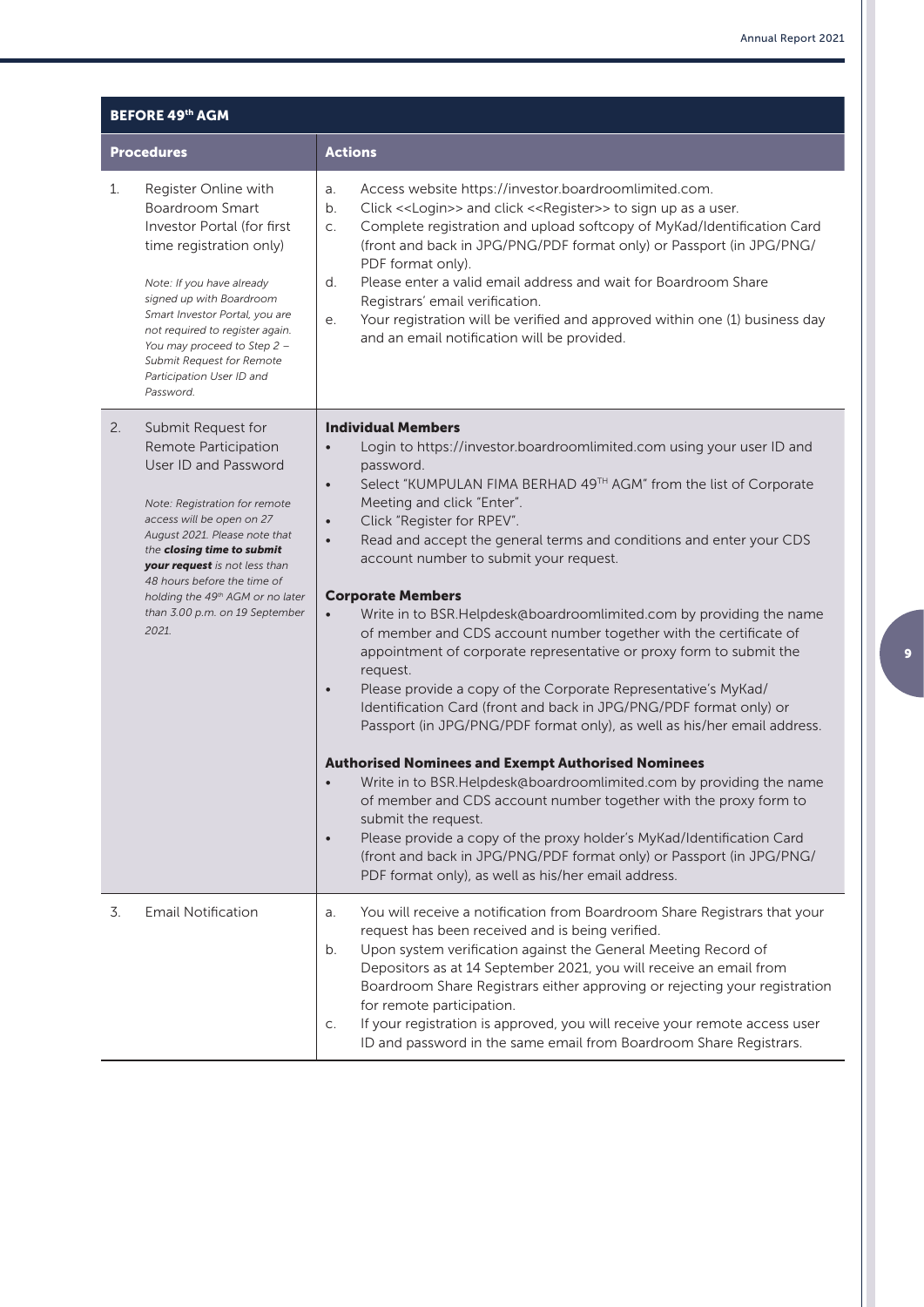| BEFORE 49th AGM | |
|---|---|
| **Procedures** | **Actions** |
| 1. Register Online with Boardroom Smart Investor Portal (for first time registration only)<br><br>*Note: If you have already signed up with Boardroom Smart Investor Portal, you are not required to register again. You may proceed to Step 2 – Submit Request for Remote Participation User ID and Password.* | a. Access website https://investor.boardroomlimited.com.<br>b. Click <<Login>> and click <<Register>> to sign up as a user.<br>c. Complete registration and upload softcopy of MyKad/Identification Card (front and back in JPG/PNG/PDF format only) or Passport (in JPG/PNG/PDF format only).<br>d. Please enter a valid email address and wait for Boardroom Share Registrars' email verification.<br>e. Your registration will be verified and approved within one (1) business day and an email notification will be provided. |
| 2. Submit Request for Remote Participation User ID and Password<br><br>*Note: Registration for remote access will be open on 27 August 2021. Please note that the **closing time to submit your request** is not less than 48 hours before the time of holding the 49th AGM or no later than 3.00 p.m. on 19 September 2021.* | **Individual Members**<br>• Login to https://investor.boardroomlimited.com using your user ID and password.<br>• Select "KUMPULAN FIMA BERHAD 49TH AGM" from the list of Corporate Meeting and click "Enter".<br>• Click "Register for RPEV".<br>• Read and accept the general terms and conditions and enter your CDS account number to submit your request.<br><br>**Corporate Members**<br>• Write in to BSR.Helpdesk@boardroomlimited.com by providing the name of member and CDS account number together with the certificate of appointment of corporate representative or proxy form to submit the request.<br>• Please provide a copy of the Corporate Representative's MyKad/ Identification Card (front and back in JPG/PNG/PDF format only) or Passport (in JPG/PNG/PDF format only), as well as his/her email address.<br><br>**Authorised Nominees and Exempt Authorised Nominees**<br>• Write in to BSR.Helpdesk@boardroomlimited.com by providing the name of member and CDS account number together with the proxy form to submit the request.<br>• Please provide a copy of the proxy holder's MyKad/Identification Card (front and back in JPG/PNG/PDF format only) or Passport (in JPG/PNG/PDF format only), as well as his/her email address. |
| 3. Email Notification | a. You will receive a notification from Boardroom Share Registrars that your request has been received and is being verified.<br>b. Upon system verification against the General Meeting Record of Depositors as at 14 September 2021, you will receive an email from Boardroom Share Registrars either approving or rejecting your registration for remote participation.<br>c. If your registration is approved, you will receive your remote access user ID and password in the same email from Boardroom Share Registrars. |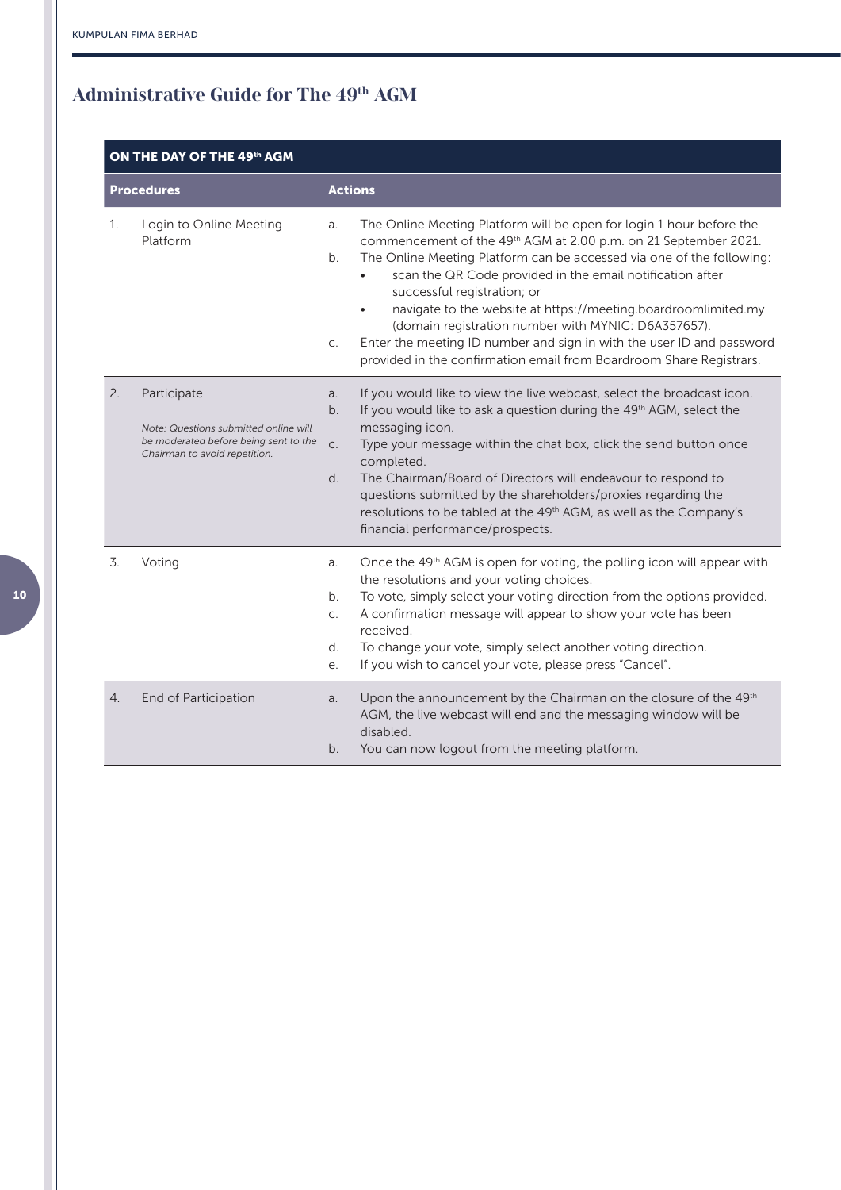## Administrative Guide for The 49th AGM

| ON THE DAY OF THE 49th AGM | |
|---|---|
| **Procedures** | **Actions** |
| 1. Login to Online Meeting Platform | a. The Online Meeting Platform will be open for login 1 hour before the commencement of the 49th AGM at 2.00 p.m. on 21 September 2021.<br>b. The Online Meeting Platform can be accessed via one of the following:<br>• scan the QR Code provided in the email notification after successful registration; or<br>• navigate to the website at https://meeting.boardroomlimited.my (domain registration number with MYNIC: D6A357657).<br>c. Enter the meeting ID number and sign in with the user ID and password provided in the confirmation email from Boardroom Share Registrars. |
| 2. Participate<br><br>*Note: Questions submitted online will be moderated before being sent to the Chairman to avoid repetition.* | a. If you would like to view the live webcast, select the broadcast icon.<br>b. If you would like to ask a question during the 49th AGM, select the messaging icon.<br>c. Type your message within the chat box, click the send button once completed.<br>d. The Chairman/Board of Directors will endeavour to respond to questions submitted by the shareholders/proxies regarding the resolutions to be tabled at the 49th AGM, as well as the Company's financial performance/prospects. |
| 3. Voting | a. Once the 49th AGM is open for voting, the polling icon will appear with the resolutions and your voting choices.<br>b. To vote, simply select your voting direction from the options provided.<br>c. A confirmation message will appear to show your vote has been received.<br>d. To change your vote, simply select another voting direction.<br>e. If you wish to cancel your vote, please press "Cancel". |
| 4. End of Participation | a. Upon the announcement by the Chairman on the closure of the 49th AGM, the live webcast will end and the messaging window will be disabled.<br>b. You can now logout from the meeting platform. |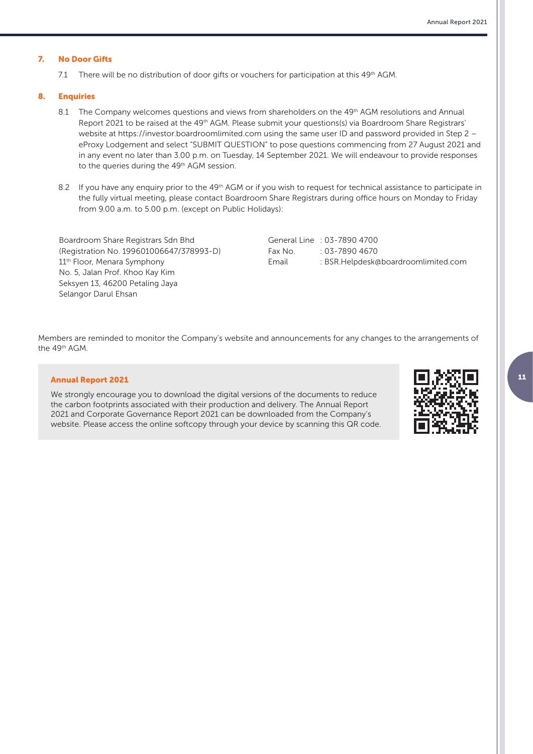## 7. No Door Gifts

7.1 There will be no distribution of door gifts or vouchers for participation at this 49th AGM.

## 8. Enquiries

8.1 The Company welcomes questions and views from shareholders on the 49th AGM resolutions and Annual Report 2021 to be raised at the 49th AGM. Please submit your questions(s) via Boardroom Share Registrars' website at https://investor.boardroomlimited.com using the same user ID and password provided in Step 2 – eProxy Lodgement and select "SUBMIT QUESTION" to pose questions commencing from 27 August 2021 and in any event no later than 3.00 p.m. on Tuesday, 14 September 2021. We will endeavour to provide responses to the queries during the 49th AGM session.

8.2 If you have any enquiry prior to the 49th AGM or if you wish to request for technical assistance to participate in the fully virtual meeting, please contact Boardroom Share Registrars during office hours on Monday to Friday from 9.00 a.m. to 5.00 p.m. (except on Public Holidays):

Boardroom Share Registrars Sdn Bhd
(Registration No. 199601006647/378993-D)
11th Floor, Menara Symphony
No. 5, Jalan Prof. Khoo Kay Kim
Seksyen 13, 46200 Petaling Jaya
Selangor Darul Ehsan

General Line : 03-7890 4700
Fax No. : 03-7890 4670
Email : BSR.Helpdesk@boardroomlimited.com

Members are reminded to monitor the Company's website and announcements for any changes to the arrangements of the 49th AGM.

**Annual Report 2021**

We strongly encourage you to download the digital versions of the documents to reduce the carbon footprints associated with their production and delivery. The Annual Report 2021 and Corporate Governance Report 2021 can be downloaded from the Company's website. Please access the online softcopy through your device by scanning this QR code.